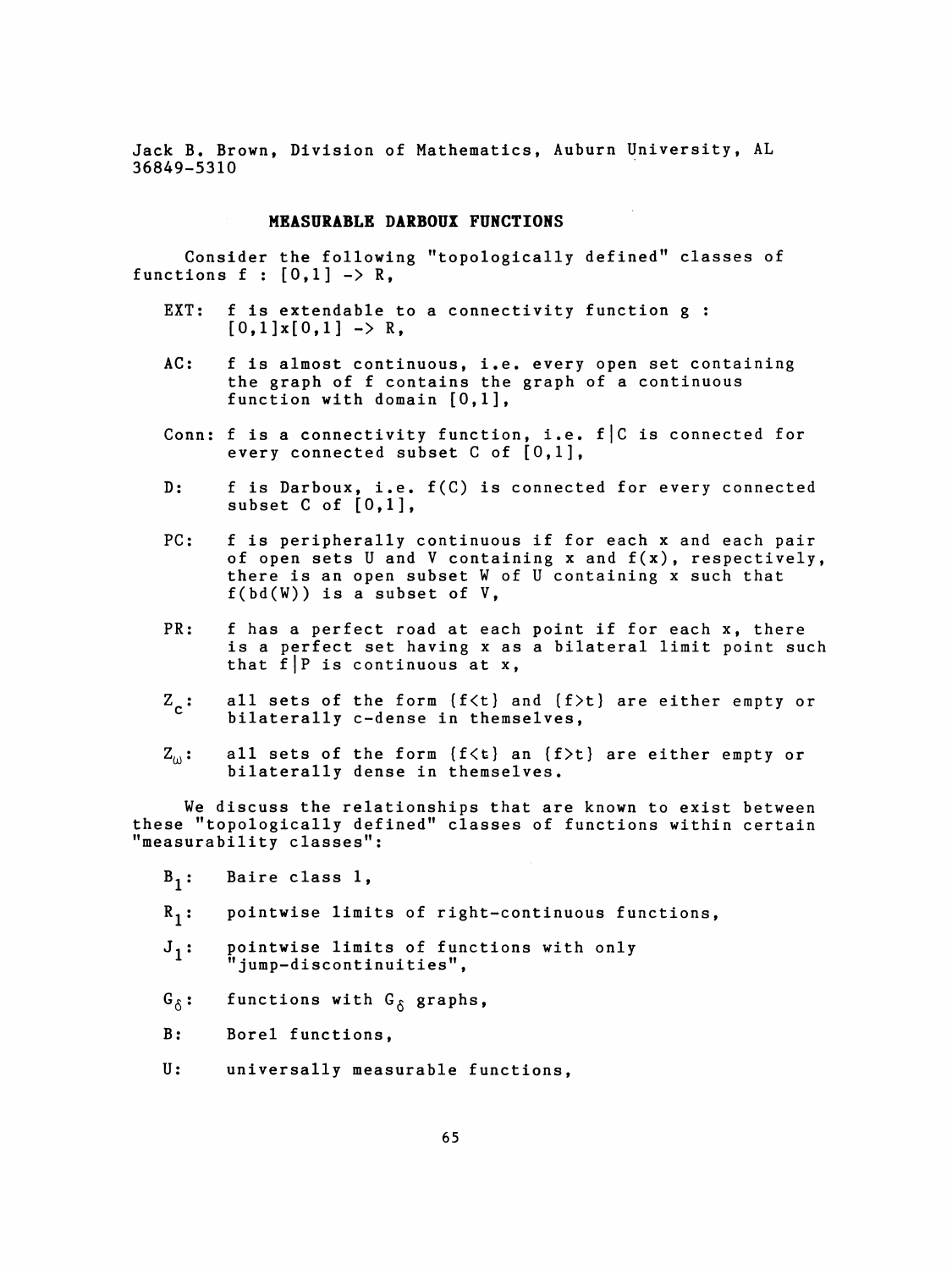Jack B. Brown, Division of Mathematics, Auburn University, AL 36849-5310

## MEASURABLE DARBOUX FUNCTIONS

Consider the following "topologically defined" classes of functions $f : [0,1] \to R$,

- EXT: f is extendable to a connectivity function $g : [0,1]x[0,1] \to R$,
- AC: f is almost continuous, i.e. every open set containing the graph of f contains the graph of a continuous function with domain [0,1],
- Conn: f is a connectivity function, i.e. $f|C$ is connected for every connected subset C of [0,1],
- D: f is Darboux, i.e. f(C) is connected for every connected subset C of [0,1],
- PC: f is peripherally continuous if for each x and each pair of open sets U and V containing x and f(x), respectively, there is an open subset W of U containing x such that f(bd(W)) is a subset of V,
- PR: f has a perfect road at each point if for each x, there is a perfect set having x as a bilateral limit point such that $f|P$ is continuous at x,
- $Z_c$: all sets of the form $\{f<t\}$ and $\{f>t\}$ are either empty or bilaterally c-dense in themselves,
- $Z_\omega$: all sets of the form $\{f<t\}$ an $\{f>t\}$ are either empty or bilaterally dense in themselves.

We discuss the relationships that are known to exist between these "topologically defined" classes of functions within certain "measurability classes":

- $B_1$: Baire class 1,
- $R_1$: pointwise limits of right-continuous functions,
- $J_1$: pointwise limits of functions with only "jump-discontinuities",
- $G_\delta$: functions with $G_\delta$ graphs,
- B: Borel functions,
- U: universally measurable functions,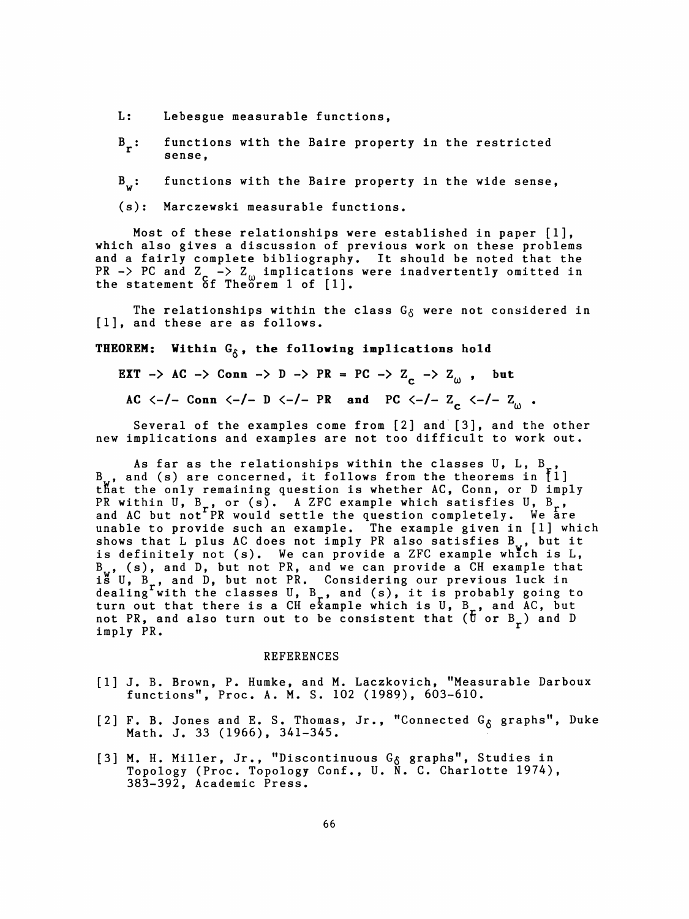- L: Lebesgue measurable functions,
- $B_r$: functions with the Baire property in the restricted sense,
- $B_w$: functions with the Baire property in the wide sense,
- (s): Marczewski measurable functions.

Most of these relationships were established in paper [1], which also gives a discussion of previous work on these problems and a fairly complete bibliography. It should be noted that the PR -> PC and $Z_c$ -> $Z_\omega$ implications were inadvertently omitted in the statement of Theorem 1 of [1].

The relationships within the class $G_\delta$ were not considered in [1], and these are as follows.

**THEOREM: Within $G_\delta$, the following implications hold**

**EXT -> AC -> Conn -> D -> PR = PC -> $Z_c$ -> $Z_\omega$ , but**

**AC <-/- Conn <-/- D <-/- PR and PC <-/- $Z_c$ <-/- $Z_\omega$ .**

Several of the examples come from [2] and [3], and the other new implications and examples are not too difficult to work out.

As far as the relationships within the classes U, L, $B_r$, $B_w$, and (s) are concerned, it follows from the theorems in [1] that the only remaining question is whether AC, Conn, or D imply PR within U, $B_r$, or (s). A ZFC example which satisfies U, $B_r$, and AC but not PR would settle the question completely. We are unable to provide such an example. The example given in [1] which shows that L plus AC does not imply PR also satisfies $B_w$, but it is definitely not (s). We can provide a ZFC example which is L, $B_w$, (s), and D, but not PR, and we can provide a CH example that is U, $B_r$, and D, but not PR. Considering our previous luck in dealing with the classes U, $B_r$, and (s), it is probably going to turn out that there is a CH example which is U, $B_r$, and AC, but not PR, and also turn out to be consistent that (U or $B_r$) and D imply PR.

## REFERENCES

[1] J. B. Brown, P. Humke, and M. Laczkovich, "Measurable Darboux functions", Proc. A. M. S. 102 (1989), 603-610.

[2] F. B. Jones and E. S. Thomas, Jr., "Connected $G_\delta$ graphs", Duke Math. J. 33 (1966), 341-345.

[3] M. H. Miller, Jr., "Discontinuous $G_\delta$ graphs", Studies in Topology (Proc. Topology Conf., U. N. C. Charlotte 1974), 383-392, Academic Press.